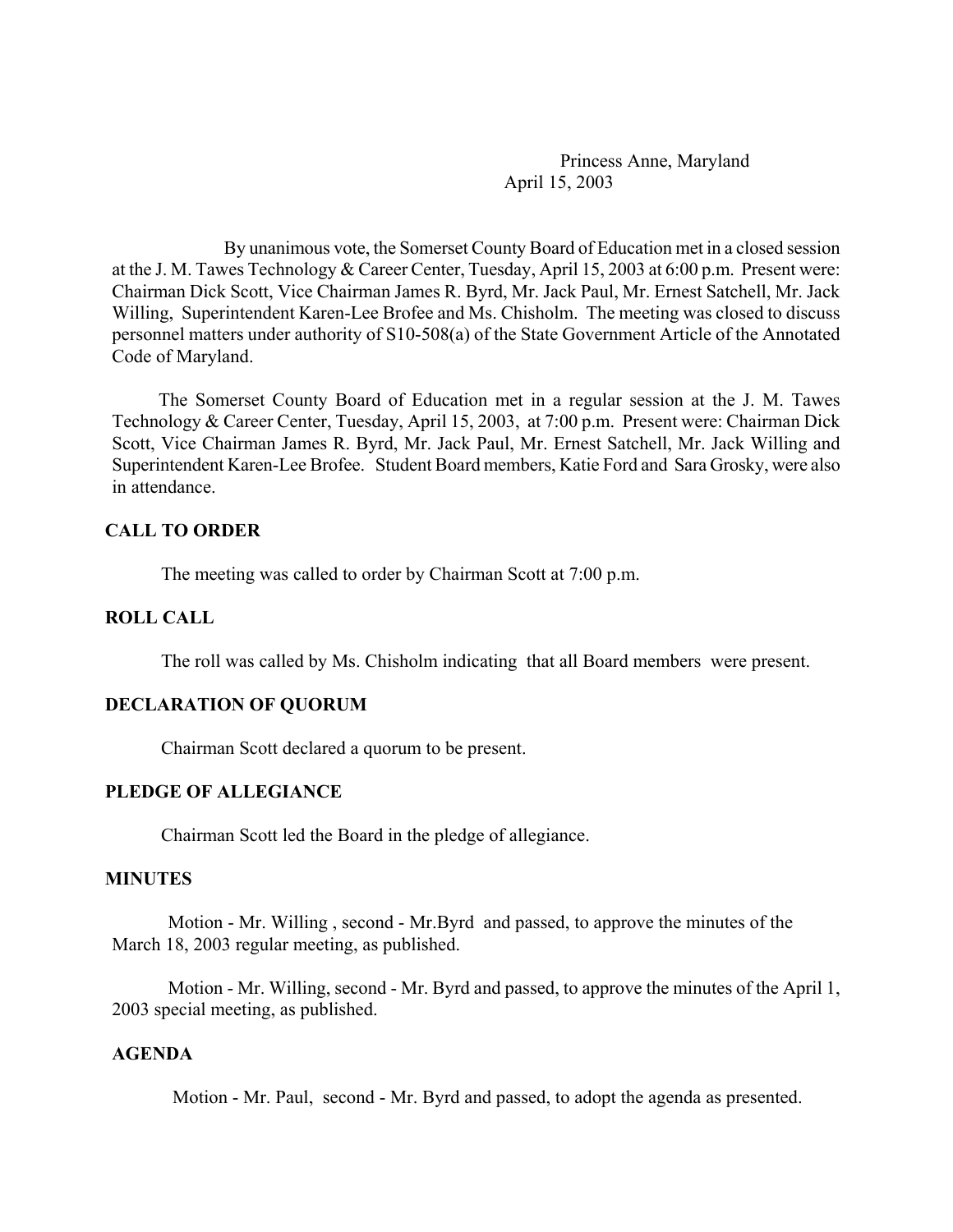Princess Anne, Maryland
April 15, 2003

By unanimous vote, the Somerset County Board of Education met in a closed session at the J. M. Tawes Technology & Career Center, Tuesday, April 15, 2003 at 6:00 p.m. Present were: Chairman Dick Scott, Vice Chairman James R. Byrd, Mr. Jack Paul, Mr. Ernest Satchell, Mr. Jack Willing, Superintendent Karen-Lee Brofee and Ms. Chisholm. The meeting was closed to discuss personnel matters under authority of S10-508(a) of the State Government Article of the Annotated Code of Maryland.

The Somerset County Board of Education met in a regular session at the J. M. Tawes Technology & Career Center, Tuesday, April 15, 2003, at 7:00 p.m. Present were: Chairman Dick Scott, Vice Chairman James R. Byrd, Mr. Jack Paul, Mr. Ernest Satchell, Mr. Jack Willing and Superintendent Karen-Lee Brofee. Student Board members, Katie Ford and Sara Grosky, were also in attendance.

**CALL TO ORDER**

The meeting was called to order by Chairman Scott at 7:00 p.m.

**ROLL CALL**

The roll was called by Ms. Chisholm indicating that all Board members were present.

**DECLARATION OF QUORUM**

Chairman Scott declared a quorum to be present.

**PLEDGE OF ALLEGIANCE**

Chairman Scott led the Board in the pledge of allegiance.

**MINUTES**

Motion - Mr. Willing , second - Mr.Byrd and passed, to approve the minutes of the March 18, 2003 regular meeting, as published.

Motion - Mr. Willing, second - Mr. Byrd and passed, to approve the minutes of the April 1, 2003 special meeting, as published.

**AGENDA**

Motion - Mr. Paul, second - Mr. Byrd and passed, to adopt the agenda as presented.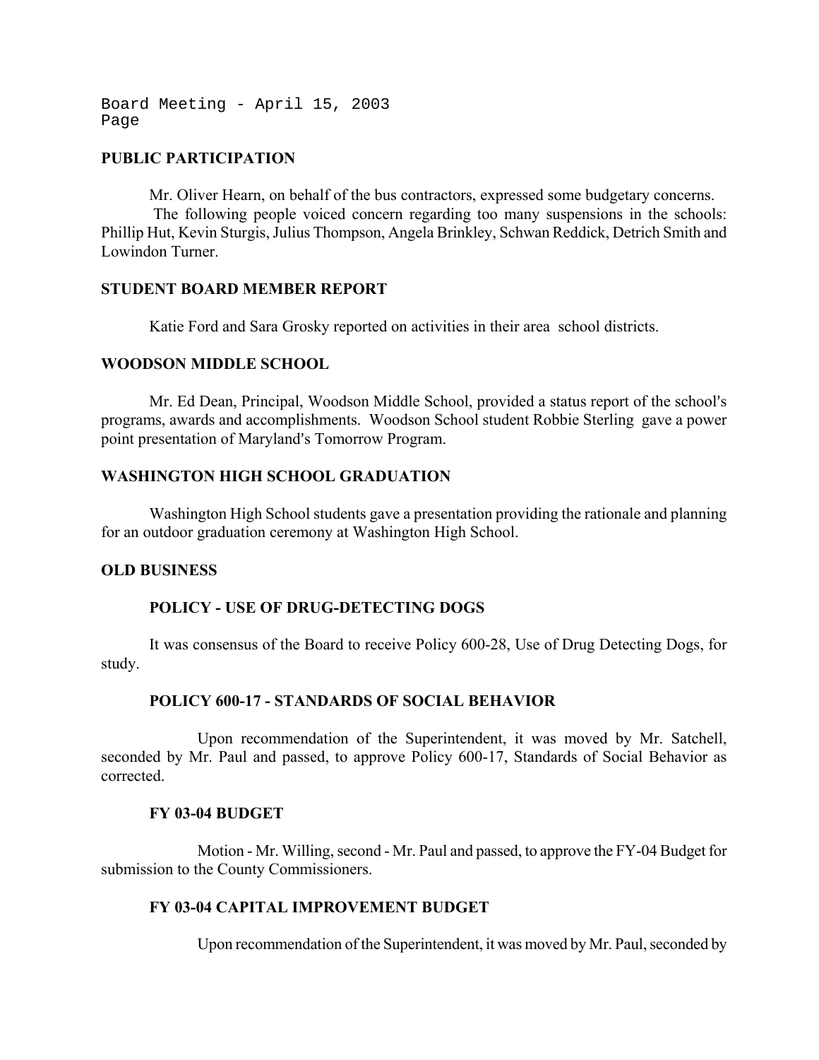## PUBLIC PARTICIPATION

Mr. Oliver Hearn, on behalf of the bus contractors, expressed some budgetary concerns.

The following people voiced concern regarding too many suspensions in the schools: Phillip Hut, Kevin Sturgis, Julius Thompson, Angela Brinkley, Schwan Reddick, Detrich Smith and Lowindon Turner.

## STUDENT BOARD MEMBER REPORT

Katie Ford and Sara Grosky reported on activities in their area school districts.

## WOODSON MIDDLE SCHOOL

Mr. Ed Dean, Principal, Woodson Middle School, provided a status report of the school's programs, awards and accomplishments. Woodson School student Robbie Sterling gave a power point presentation of Maryland's Tomorrow Program.

## WASHINGTON HIGH SCHOOL GRADUATION

Washington High School students gave a presentation providing the rationale and planning for an outdoor graduation ceremony at Washington High School.

## OLD BUSINESS

### POLICY - USE OF DRUG-DETECTING DOGS

It was consensus of the Board to receive Policy 600-28, Use of Drug Detecting Dogs, for study.

### POLICY 600-17 - STANDARDS OF SOCIAL BEHAVIOR

Upon recommendation of the Superintendent, it was moved by Mr. Satchell, seconded by Mr. Paul and passed, to approve Policy 600-17, Standards of Social Behavior as corrected.

### FY 03-04 BUDGET

Motion - Mr. Willing, second - Mr. Paul and passed, to approve the FY-04 Budget for submission to the County Commissioners.

### FY 03-04 CAPITAL IMPROVEMENT BUDGET

Upon recommendation of the Superintendent, it was moved by Mr. Paul, seconded by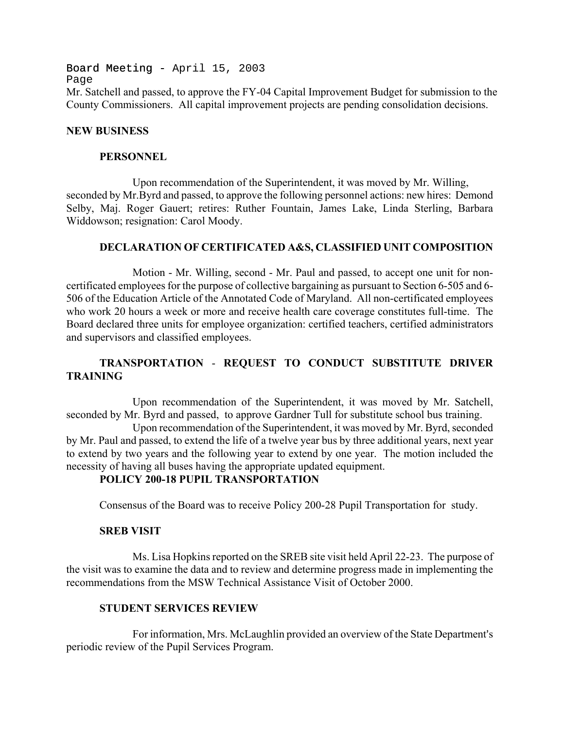Mr. Satchell and passed, to approve the FY-04 Capital Improvement Budget for submission to the County Commissioners. All capital improvement projects are pending consolidation decisions.

**NEW BUSINESS**

**PERSONNEL**

Upon recommendation of the Superintendent, it was moved by Mr. Willing, seconded by Mr.Byrd and passed, to approve the following personnel actions: new hires: Demond Selby, Maj. Roger Gauert; retires: Ruther Fountain, James Lake, Linda Sterling, Barbara Widdowson; resignation: Carol Moody.

**DECLARATION OF CERTIFICATED A&S, CLASSIFIED UNIT COMPOSITION**

Motion - Mr. Willing, second - Mr. Paul and passed, to accept one unit for non-certificated employees for the purpose of collective bargaining as pursuant to Section 6-505 and 6-506 of the Education Article of the Annotated Code of Maryland. All non-certificated employees who work 20 hours a week or more and receive health care coverage constitutes full-time. The Board declared three units for employee organization: certified teachers, certified administrators and supervisors and classified employees.

**TRANSPORTATION - REQUEST TO CONDUCT SUBSTITUTE DRIVER TRAINING**

Upon recommendation of the Superintendent, it was moved by Mr. Satchell, seconded by Mr. Byrd and passed, to approve Gardner Tull for substitute school bus training.

Upon recommendation of the Superintendent, it was moved by Mr. Byrd, seconded by Mr. Paul and passed, to extend the life of a twelve year bus by three additional years, next year to extend by two years and the following year to extend by one year. The motion included the necessity of having all buses having the appropriate updated equipment.

**POLICY 200-18 PUPIL TRANSPORTATION**

Consensus of the Board was to receive Policy 200-28 Pupil Transportation for study.

**SREB VISIT**

Ms. Lisa Hopkins reported on the SREB site visit held April 22-23. The purpose of the visit was to examine the data and to review and determine progress made in implementing the recommendations from the MSW Technical Assistance Visit of October 2000.

**STUDENT SERVICES REVIEW**

For information, Mrs. McLaughlin provided an overview of the State Department's periodic review of the Pupil Services Program.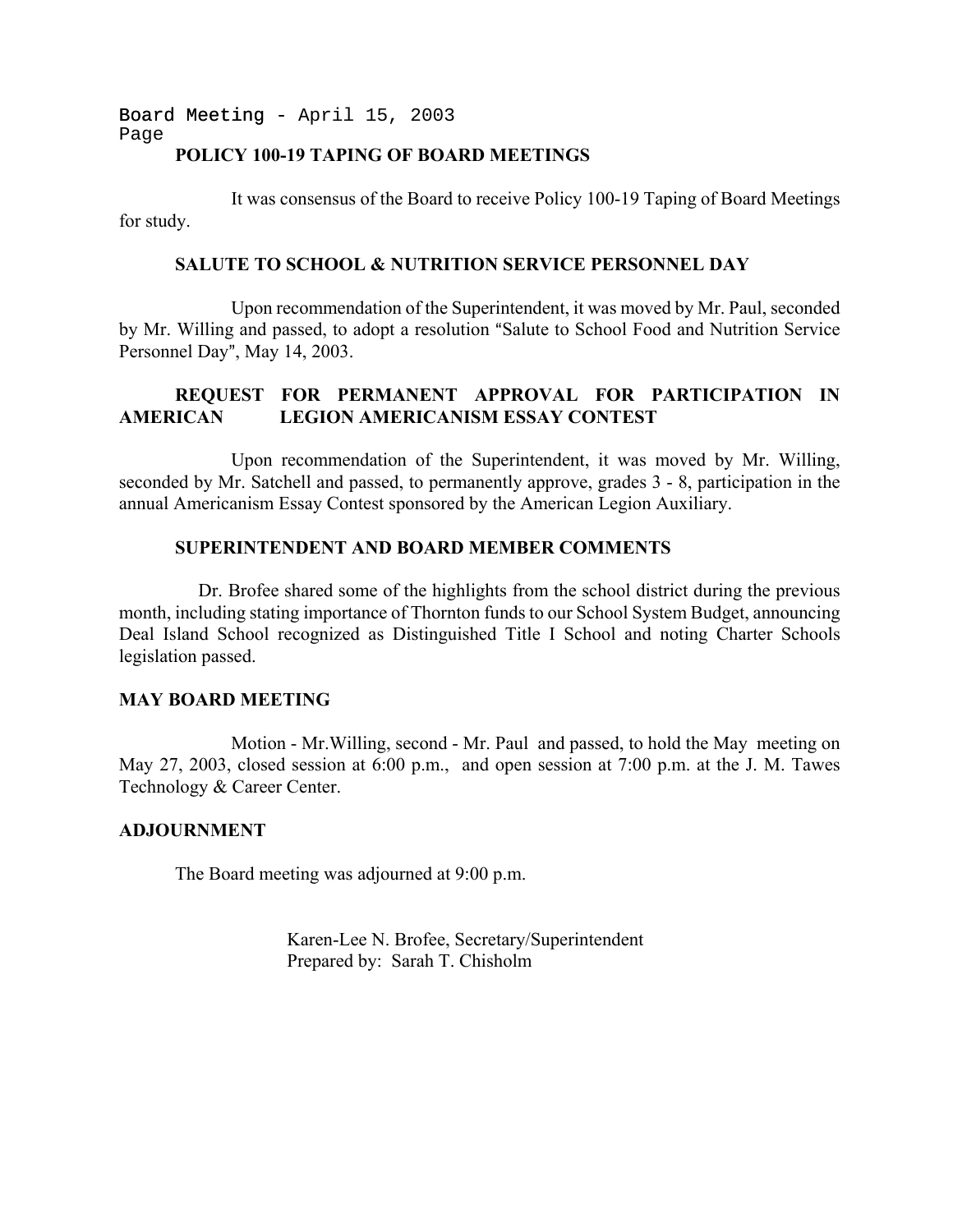**POLICY 100-19 TAPING OF BOARD MEETINGS**

It was consensus of the Board to receive Policy 100-19 Taping of Board Meetings for study.

**SALUTE TO SCHOOL & NUTRITION SERVICE PERSONNEL DAY**

Upon recommendation of the Superintendent, it was moved by Mr. Paul, seconded by Mr. Willing and passed, to adopt a resolution "Salute to School Food and Nutrition Service Personnel Day", May 14, 2003.

**REQUEST FOR PERMANENT APPROVAL FOR PARTICIPATION IN AMERICAN LEGION AMERICANISM ESSAY CONTEST**

Upon recommendation of the Superintendent, it was moved by Mr. Willing, seconded by Mr. Satchell and passed, to permanently approve, grades 3 - 8, participation in the annual Americanism Essay Contest sponsored by the American Legion Auxiliary.

**SUPERINTENDENT AND BOARD MEMBER COMMENTS**

Dr. Brofee shared some of the highlights from the school district during the previous month, including stating importance of Thornton funds to our School System Budget, announcing Deal Island School recognized as Distinguished Title I School and noting Charter Schools legislation passed.

**MAY BOARD MEETING**

Motion - Mr.Willing, second - Mr. Paul and passed, to hold the May meeting on May 27, 2003, closed session at 6:00 p.m., and open session at 7:00 p.m. at the J. M. Tawes Technology & Career Center.

**ADJOURNMENT**

The Board meeting was adjourned at 9:00 p.m.

Karen-Lee N. Brofee, Secretary/Superintendent
Prepared by: Sarah T. Chisholm